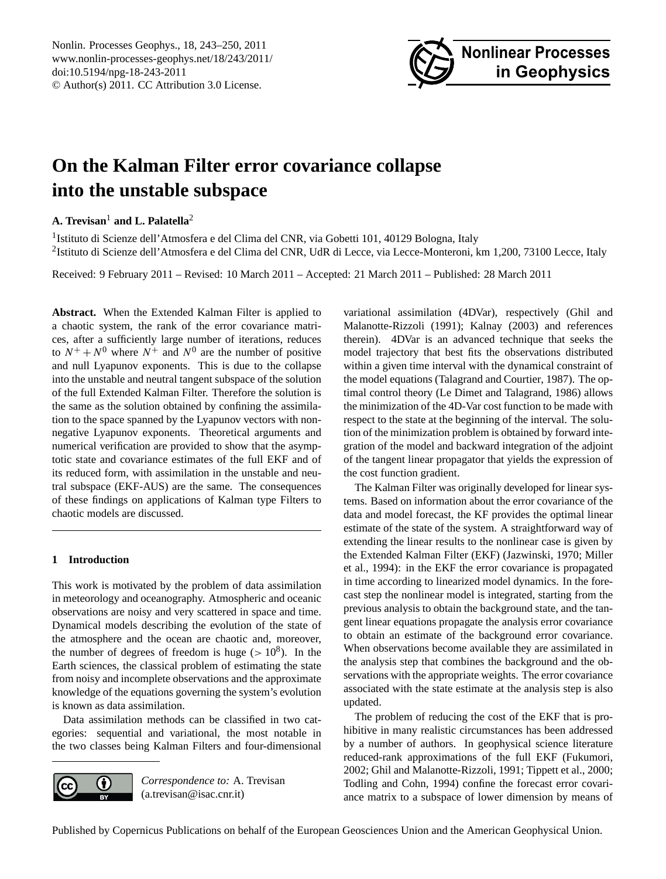# On the Kalman Filter error covariance collapse into the unstable subspace

**A. Trevisan**[1] **and L. Palatella**[2]

[1]Istituto di Scienze dell'Atmosfera e del Clima del CNR, via Gobetti 101, 40129 Bologna, Italy

[2]Istituto di Scienze dell'Atmosfera e del Clima del CNR, UdR di Lecce, via Lecce-Monteroni, km 1,200, 73100 Lecce, Italy

Received: 9 February 2011 – Revised: 10 March 2011 – Accepted: 21 March 2011 – Published: 28 March 2011

**Abstract.** When the Extended Kalman Filter is applied to a chaotic system, the rank of the error covariance matrices, after a sufficiently large number of iterations, reduces to $N^+ + N^0$ where $N^+$ and $N^0$ are the number of positive and null Lyapunov exponents. This is due to the collapse into the unstable and neutral tangent subspace of the solution of the full Extended Kalman Filter. Therefore the solution is the same as the solution obtained by confining the assimilation to the space spanned by the Lyapunov vectors with non-negative Lyapunov exponents. Theoretical arguments and numerical verification are provided to show that the asymptotic state and covariance estimates of the full EKF and of its reduced form, with assimilation in the unstable and neutral subspace (EKF-AUS) are the same. The consequences of these findings on applications of Kalman type Filters to chaotic models are discussed.

## 1 Introduction

This work is motivated by the problem of data assimilation in meteorology and oceanography. Atmospheric and oceanic observations are noisy and very scattered in space and time. Dynamical models describing the evolution of the state of the atmosphere and the ocean are chaotic and, moreover, the number of degrees of freedom is huge ($> 10^8$). In the Earth sciences, the classical problem of estimating the state from noisy and incomplete observations and the approximate knowledge of the equations governing the system's evolution is known as data assimilation.

Data assimilation methods can be classified in two categories: sequential and variational, the most notable in the two classes being Kalman Filters and four-dimensional variational assimilation (4DVar), respectively (Ghil and Malanotte-Rizzoli (1991); Kalnay (2003) and references therein). 4DVar is an advanced technique that seeks the model trajectory that best fits the observations distributed within a given time interval with the dynamical constraint of the model equations (Talagrand and Courtier, 1987). The optimal control theory (Le Dimet and Talagrand, 1986) allows the minimization of the 4D-Var cost function to be made with respect to the state at the beginning of the interval. The solution of the minimization problem is obtained by forward integration of the model and backward integration of the adjoint of the tangent linear propagator that yields the expression of the cost function gradient.

The Kalman Filter was originally developed for linear systems. Based on information about the error covariance of the data and model forecast, the KF provides the optimal linear estimate of the state of the system. A straightforward way of extending the linear results to the nonlinear case is given by the Extended Kalman Filter (EKF) (Jazwinski, 1970; Miller et al., 1994): in the EKF the error covariance is propagated in time according to linearized model dynamics. In the forecast step the nonlinear model is integrated, starting from the previous analysis to obtain the background state, and the tangent linear equations propagate the analysis error covariance to obtain an estimate of the background error covariance. When observations become available they are assimilated in the analysis step that combines the background and the observations with the appropriate weights. The error covariance associated with the state estimate at the analysis step is also updated.

The problem of reducing the cost of the EKF that is prohibitive in many realistic circumstances has been addressed by a number of authors. In geophysical science literature reduced-rank approximations of the full EKF (Fukumori, 2002; Ghil and Malanotte-Rizzoli, 1991; Tippett et al., 2000; Todling and Cohn, 1994) confine the forecast error covariance matrix to a subspace of lower dimension by means of

*Correspondence to:* A. Trevisan (a.trevisan@isac.cnr.it)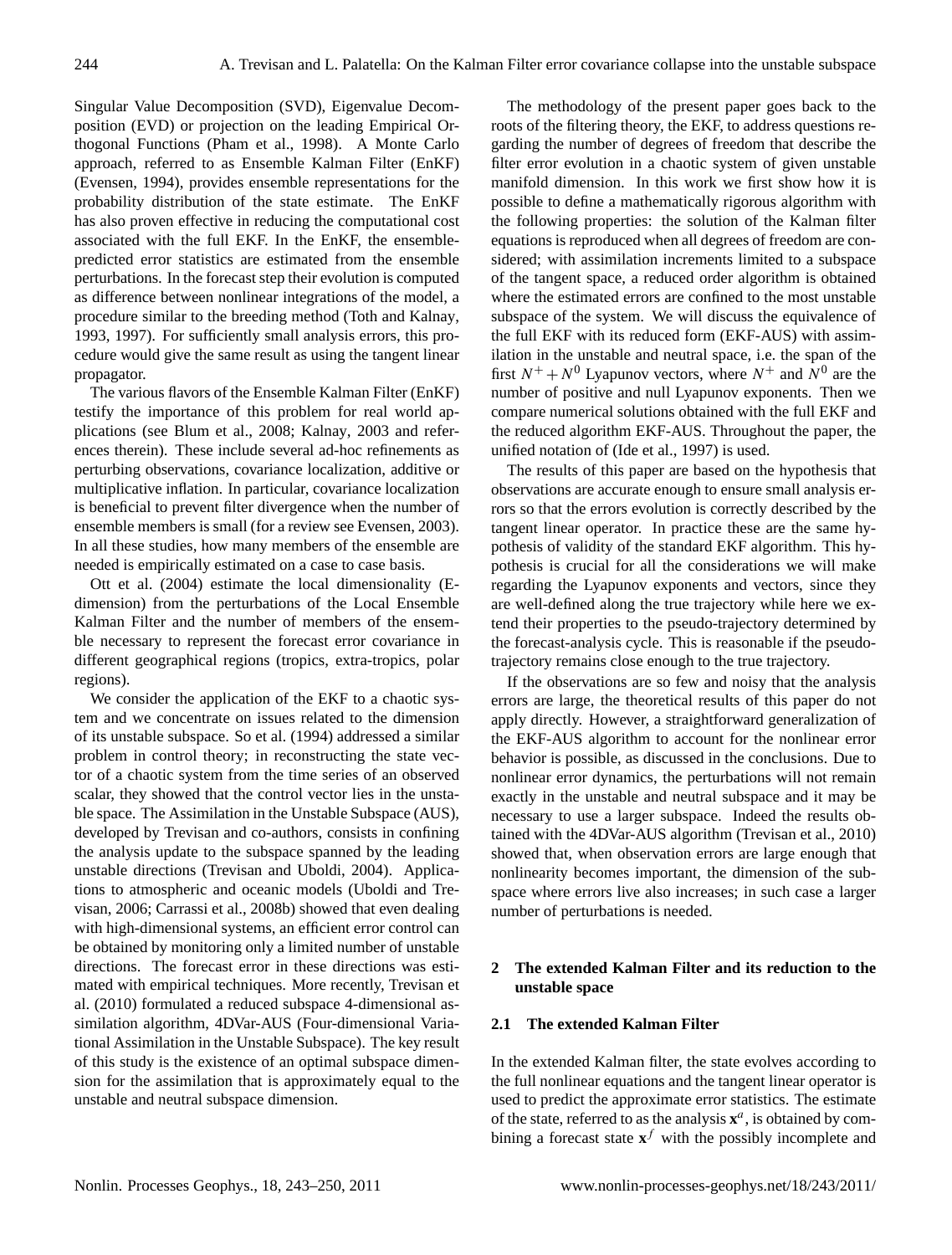Singular Value Decomposition (SVD), Eigenvalue Decomposition (EVD) or projection on the leading Empirical Orthogonal Functions (Pham et al., 1998). A Monte Carlo approach, referred to as Ensemble Kalman Filter (EnKF) (Evensen, 1994), provides ensemble representations for the probability distribution of the state estimate. The EnKF has also proven effective in reducing the computational cost associated with the full EKF. In the EnKF, the ensemble-predicted error statistics are estimated from the ensemble perturbations. In the forecast step their evolution is computed as difference between nonlinear integrations of the model, a procedure similar to the breeding method (Toth and Kalnay, 1993, 1997). For sufficiently small analysis errors, this procedure would give the same result as using the tangent linear propagator.

The various flavors of the Ensemble Kalman Filter (EnKF) testify the importance of this problem for real world applications (see Blum et al., 2008; Kalnay, 2003 and references therein). These include several ad-hoc refinements as perturbing observations, covariance localization, additive or multiplicative inflation. In particular, covariance localization is beneficial to prevent filter divergence when the number of ensemble members is small (for a review see Evensen, 2003). In all these studies, how many members of the ensemble are needed is empirically estimated on a case to case basis.

Ott et al. (2004) estimate the local dimensionality (E-dimension) from the perturbations of the Local Ensemble Kalman Filter and the number of members of the ensemble necessary to represent the forecast error covariance in different geographical regions (tropics, extra-tropics, polar regions).

We consider the application of the EKF to a chaotic system and we concentrate on issues related to the dimension of its unstable subspace. So et al. (1994) addressed a similar problem in control theory; in reconstructing the state vector of a chaotic system from the time series of an observed scalar, they showed that the control vector lies in the unstable space. The Assimilation in the Unstable Subspace (AUS), developed by Trevisan and co-authors, consists in confining the analysis update to the subspace spanned by the leading unstable directions (Trevisan and Uboldi, 2004). Applications to atmospheric and oceanic models (Uboldi and Trevisan, 2006; Carrassi et al., 2008b) showed that even dealing with high-dimensional systems, an efficient error control can be obtained by monitoring only a limited number of unstable directions. The forecast error in these directions was estimated with empirical techniques. More recently, Trevisan et al. (2010) formulated a reduced subspace 4-dimensional assimilation algorithm, 4DVar-AUS (Four-dimensional Variational Assimilation in the Unstable Subspace). The key result of this study is the existence of an optimal subspace dimension for the assimilation that is approximately equal to the unstable and neutral subspace dimension.

The methodology of the present paper goes back to the roots of the filtering theory, the EKF, to address questions regarding the number of degrees of freedom that describe the filter error evolution in a chaotic system of given unstable manifold dimension. In this work we first show how it is possible to define a mathematically rigorous algorithm with the following properties: the solution of the Kalman filter equations is reproduced when all degrees of freedom are considered; with assimilation increments limited to a subspace of the tangent space, a reduced order algorithm is obtained where the estimated errors are confined to the most unstable subspace of the system. We will discuss the equivalence of the full EKF with its reduced form (EKF-AUS) with assimilation in the unstable and neutral space, i.e. the span of the first $N^+ + N^0$ Lyapunov vectors, where $N^+$ and $N^0$ are the number of positive and null Lyapunov exponents. Then we compare numerical solutions obtained with the full EKF and the reduced algorithm EKF-AUS. Throughout the paper, the unified notation of (Ide et al., 1997) is used.

The results of this paper are based on the hypothesis that observations are accurate enough to ensure small analysis errors so that the errors evolution is correctly described by the tangent linear operator. In practice these are the same hypothesis of validity of the standard EKF algorithm. This hypothesis is crucial for all the considerations we will make regarding the Lyapunov exponents and vectors, since they are well-defined along the true trajectory while here we extend their properties to the pseudo-trajectory determined by the forecast-analysis cycle. This is reasonable if the pseudo-trajectory remains close enough to the true trajectory.

If the observations are so few and noisy that the analysis errors are large, the theoretical results of this paper do not apply directly. However, a straightforward generalization of the EKF-AUS algorithm to account for the nonlinear error behavior is possible, as discussed in the conclusions. Due to nonlinear error dynamics, the perturbations will not remain exactly in the unstable and neutral subspace and it may be necessary to use a larger subspace. Indeed the results obtained with the 4DVar-AUS algorithm (Trevisan et al., 2010) showed that, when observation errors are large enough that nonlinearity becomes important, the dimension of the subspace where errors live also increases; in such case a larger number of perturbations is needed.

## 2 The extended Kalman Filter and its reduction to the unstable space

### 2.1 The extended Kalman Filter

In the extended Kalman filter, the state evolves according to the full nonlinear equations and the tangent linear operator is used to predict the approximate error statistics. The estimate of the state, referred to as the analysis $\mathbf{x}^a$, is obtained by combining a forecast state $\mathbf{x}^f$ with the possibly incomplete and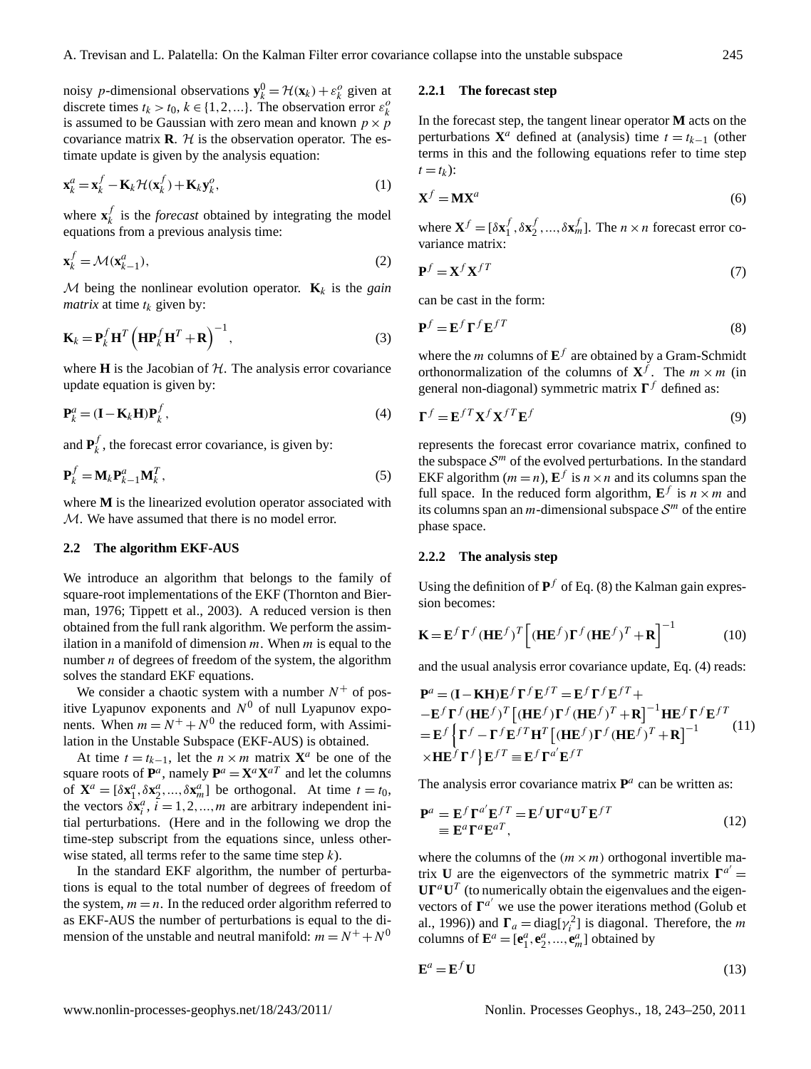noisy $p$-dimensional observations $\mathbf{y}_k^0 = \mathcal{H}(\mathbf{x}_k) + \varepsilon_k^o$ given at discrete times $t_k > t_0$, $k \in \{1,2,...\}$. The observation error $\varepsilon_k^o$ is assumed to be Gaussian with zero mean and known $p \times p$ covariance matrix $\mathbf{R}$. $\mathcal{H}$ is the observation operator. The estimate update is given by the analysis equation:

$$\mathbf{x}_k^a = \mathbf{x}_k^f - \mathbf{K}_k \mathcal{H}(\mathbf{x}_k^f) + \mathbf{K}_k \mathbf{y}_k^o, \tag{1}$$

where $\mathbf{x}_k^f$ is the *forecast* obtained by integrating the model equations from a previous analysis time:

$$\mathbf{x}_k^f = \mathcal{M}(\mathbf{x}_{k-1}^a), \tag{2}$$

$\mathcal{M}$ being the nonlinear evolution operator. $\mathbf{K}_k$ is the *gain matrix* at time $t_k$ given by:

$$\mathbf{K}_k = \mathbf{P}_k^f \mathbf{H}^T \left( \mathbf{H} \mathbf{P}_k^f \mathbf{H}^T + \mathbf{R} \right)^{-1}, \tag{3}$$

where $\mathbf{H}$ is the Jacobian of $\mathcal{H}$. The analysis error covariance update equation is given by:

$$\mathbf{P}_k^a = (\mathbf{I} - \mathbf{K}_k \mathbf{H}) \mathbf{P}_k^f, \tag{4}$$

and $\mathbf{P}_k^f$, the forecast error covariance, is given by:

$$\mathbf{P}_k^f = \mathbf{M}_k \mathbf{P}_{k-1}^a \mathbf{M}_k^T, \tag{5}$$

where $\mathbf{M}$ is the linearized evolution operator associated with $\mathcal{M}$. We have assumed that there is no model error.

### 2.2 The algorithm EKF-AUS

We introduce an algorithm that belongs to the family of square-root implementations of the EKF (Thornton and Bierman, 1976; Tippett et al., 2003). A reduced version is then obtained from the full rank algorithm. We perform the assimilation in a manifold of dimension $m$. When $m$ is equal to the number $n$ of degrees of freedom of the system, the algorithm solves the standard EKF equations.

We consider a chaotic system with a number $N^+$ of positive Lyapunov exponents and $N^0$ of null Lyapunov exponents. When $m = N^+ + N^0$ the reduced form, with Assimilation in the Unstable Subspace (EKF-AUS) is obtained.

At time $t = t_{k-1}$, let the $n \times m$ matrix $\mathbf{X}^a$ be one of the square roots of $\mathbf{P}^a$, namely $\mathbf{P}^a = \mathbf{X}^a \mathbf{X}^{aT}$ and let the columns of $\mathbf{X}^a = [\delta\mathbf{x}_1^a, \delta\mathbf{x}_2^a, ..., \delta\mathbf{x}_m^a]$ be orthogonal. At time $t = t_0$, the vectors $\delta\mathbf{x}_i^a$, $i = 1,2,...,m$ are arbitrary independent initial perturbations. (Here and in the following we drop the time-step subscript from the equations since, unless otherwise stated, all terms refer to the same time step $k$).

In the standard EKF algorithm, the number of perturbations is equal to the total number of degrees of freedom of the system, $m = n$. In the reduced order algorithm referred to as EKF-AUS the number of perturbations is equal to the dimension of the unstable and neutral manifold: $m = N^+ + N^0$

#### 2.2.1 The forecast step

In the forecast step, the tangent linear operator $\mathbf{M}$ acts on the perturbations $\mathbf{X}^a$ defined at (analysis) time $t = t_{k-1}$ (other terms in this and the following equations refer to time step $t = t_k$):

$$\mathbf{X}^f = \mathbf{M}\mathbf{X}^a \tag{6}$$

where $\mathbf{X}^f = [\delta\mathbf{x}_1^f, \delta\mathbf{x}_2^f, ..., \delta\mathbf{x}_m^f]$. The $n \times n$ forecast error covariance matrix:

$$\mathbf{P}^f = \mathbf{X}^f \mathbf{X}^{fT} \tag{7}$$

can be cast in the form:

$$\mathbf{P}^f = \mathbf{E}^f \mathbf{\Gamma}^f \mathbf{E}^{fT} \tag{8}$$

where the $m$ columns of $\mathbf{E}^f$ are obtained by a Gram-Schmidt orthonormalization of the columns of $\mathbf{X}^f$. The $m \times m$ (in general non-diagonal) symmetric matrix $\mathbf{\Gamma}^f$ defined as:

$$\mathbf{\Gamma}^f = \mathbf{E}^{fT} \mathbf{X}^f \mathbf{X}^{fT} \mathbf{E}^f \tag{9}$$

represents the forecast error covariance matrix, confined to the subspace $\mathcal{S}^m$ of the evolved perturbations. In the standard EKF algorithm ($m = n$), $\mathbf{E}^f$ is $n \times n$ and its columns span the full space. In the reduced form algorithm, $\mathbf{E}^f$ is $n \times m$ and its columns span an $m$-dimensional subspace $\mathcal{S}^m$ of the entire phase space.

#### 2.2.2 The analysis step

Using the definition of $\mathbf{P}^f$ of Eq. (8) the Kalman gain expression becomes:

$$\mathbf{K} = \mathbf{E}^f \mathbf{\Gamma}^f (\mathbf{H}\mathbf{E}^f)^T \left[ (\mathbf{H}\mathbf{E}^f) \mathbf{\Gamma}^f (\mathbf{H}\mathbf{E}^f)^T + \mathbf{R} \right]^{-1} \tag{10}$$

and the usual analysis error covariance update, Eq. (4) reads:

$$\begin{aligned}
&\mathbf{P}^a = (\mathbf{I} - \mathbf{K}\mathbf{H}) \mathbf{E}^f \mathbf{\Gamma}^f \mathbf{E}^{fT} = \mathbf{E}^f \mathbf{\Gamma}^f \mathbf{E}^{fT} + \\
&-\mathbf{E}^f \mathbf{\Gamma}^f (\mathbf{H}\mathbf{E}^f)^T \left[ (\mathbf{H}\mathbf{E}^f) \mathbf{\Gamma}^f (\mathbf{H}\mathbf{E}^f)^T + \mathbf{R} \right]^{-1} \mathbf{H}\mathbf{E}^f \mathbf{\Gamma}^f \mathbf{E}^{fT} \\
&= \mathbf{E}^f \left\{ \mathbf{\Gamma}^f - \mathbf{\Gamma}^f \mathbf{E}^{fT} \mathbf{H}^T \left[ (\mathbf{H}\mathbf{E}^f) \mathbf{\Gamma}^f (\mathbf{H}\mathbf{E}^f)^T + \mathbf{R} \right]^{-1} \right. \\
&\left. \times \mathbf{H}\mathbf{E}^f \mathbf{\Gamma}^f \right\} \mathbf{E}^{fT} \equiv \mathbf{E}^f \mathbf{\Gamma}^{a'} \mathbf{E}^{fT}
\end{aligned} \tag{11}$$

The analysis error covariance matrix $\mathbf{P}^a$ can be written as:

$$\begin{aligned}
\mathbf{P}^a &= \mathbf{E}^f \mathbf{\Gamma}^{a'} \mathbf{E}^{fT} = \mathbf{E}^f \mathbf{U} \mathbf{\Gamma}^a \mathbf{U}^T \mathbf{E}^{fT} \\
&\equiv \mathbf{E}^a \mathbf{\Gamma}^a \mathbf{E}^{aT},
\end{aligned} \tag{12}$$

where the columns of the $(m \times m)$ orthogonal invertible matrix $\mathbf{U}$ are the eigenvectors of the symmetric matrix $\mathbf{\Gamma}^{a'} = \mathbf{U}\mathbf{\Gamma}^a \mathbf{U}^T$ (to numerically obtain the eigenvalues and the eigenvectors of $\mathbf{\Gamma}^{a'}$ we use the power iterations method (Golub et al., 1996)) and $\mathbf{\Gamma}_a = \mathrm{diag}[\gamma_i^2]$ is diagonal. Therefore, the $m$ columns of $\mathbf{E}^a = [\mathbf{e}_1^a, \mathbf{e}_2^a, ..., \mathbf{e}_m^a]$ obtained by

$$\mathbf{E}^a = \mathbf{E}^f \mathbf{U} \tag{13}$$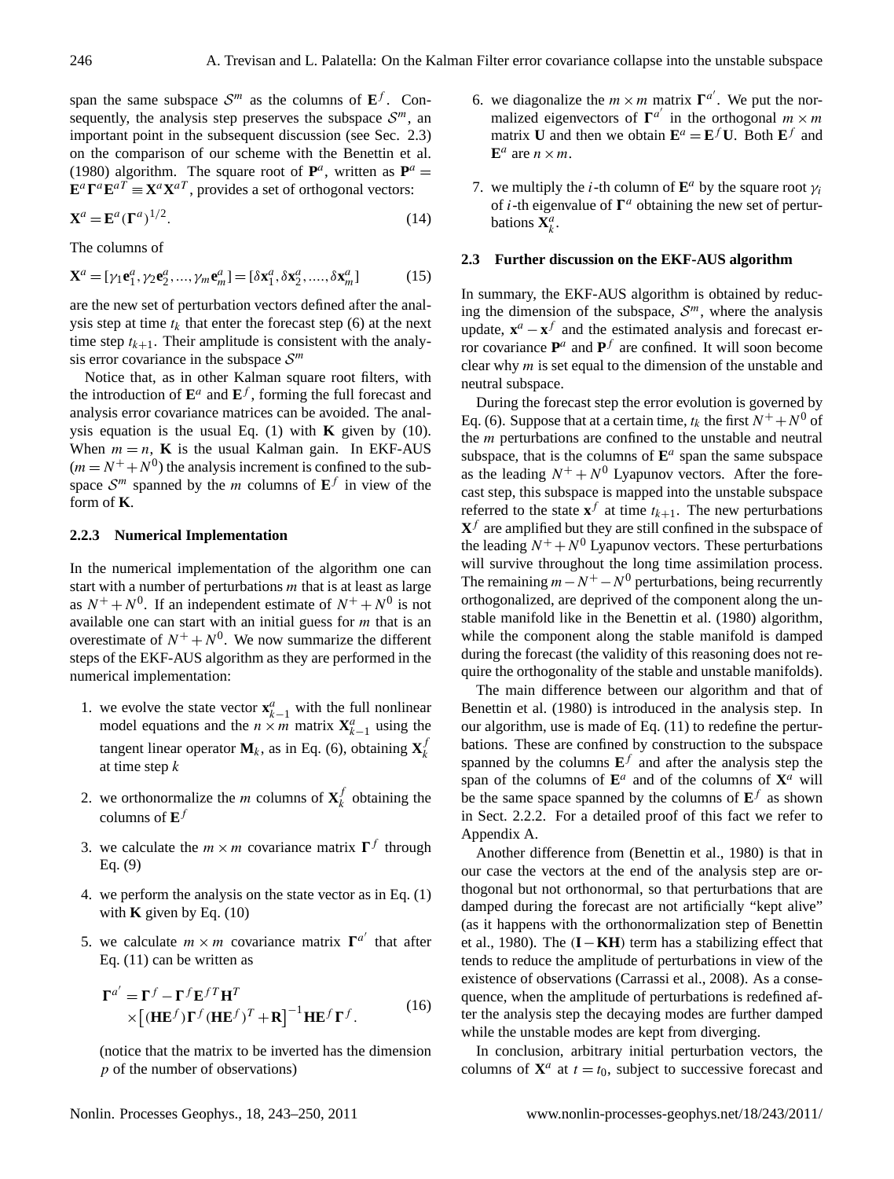span the same subspace $\mathcal{S}^m$ as the columns of $\mathbf{E}^f$. Consequently, the analysis step preserves the subspace $\mathcal{S}^m$, an important point in the subsequent discussion (see Sec. 2.3) on the comparison of our scheme with the Benettin et al. (1980) algorithm. The square root of $\mathbf{P}^a$, written as $\mathbf{P}^a = \mathbf{E}^a \mathbf{\Gamma}^a \mathbf{E}^{aT} \equiv \mathbf{X}^a \mathbf{X}^{aT}$, provides a set of orthogonal vectors:

$$\mathbf{X}^a = \mathbf{E}^a (\mathbf{\Gamma}^a)^{1/2}. \tag{14}$$

The columns of

$$\mathbf{X}^a = [\gamma_1 \mathbf{e}_1^a, \gamma_2 \mathbf{e}_2^a, ..., \gamma_m \mathbf{e}_m^a] = [\delta \mathbf{x}_1^a, \delta \mathbf{x}_2^a, ...., \delta \mathbf{x}_m^a] \tag{15}$$

are the new set of perturbation vectors defined after the analysis step at time $t_k$ that enter the forecast step (6) at the next time step $t_{k+1}$. Their amplitude is consistent with the analysis error covariance in the subspace $\mathcal{S}^m$

Notice that, as in other Kalman square root filters, with the introduction of $\mathbf{E}^a$ and $\mathbf{E}^f$, forming the full forecast and analysis error covariance matrices can be avoided. The analysis equation is the usual Eq. (1) with $\mathbf{K}$ given by (10). When $m = n$, $\mathbf{K}$ is the usual Kalman gain. In EKF-AUS ($m = N^+ + N^0$) the analysis increment is confined to the subspace $\mathcal{S}^m$ spanned by the $m$ columns of $\mathbf{E}^f$ in view of the form of $\mathbf{K}$.

### 2.2.3 Numerical Implementation

In the numerical implementation of the algorithm one can start with a number of perturbations $m$ that is at least as large as $N^+ + N^0$. If an independent estimate of $N^+ + N^0$ is not available one can start with an initial guess for $m$ that is an overestimate of $N^+ + N^0$. We now summarize the different steps of the EKF-AUS algorithm as they are performed in the numerical implementation:

1. we evolve the state vector $\mathbf{x}_{k-1}^a$ with the full nonlinear model equations and the $n \times m$ matrix $\mathbf{X}_{k-1}^a$ using the tangent linear operator $\mathbf{M}_k$, as in Eq. (6), obtaining $\mathbf{X}_k^f$ at time step $k$

2. we orthonormalize the $m$ columns of $\mathbf{X}_k^f$ obtaining the columns of $\mathbf{E}^f$

3. we calculate the $m \times m$ covariance matrix $\mathbf{\Gamma}^f$ through Eq. (9)

4. we perform the analysis on the state vector as in Eq. (1) with $\mathbf{K}$ given by Eq. (10)

5. we calculate $m \times m$ covariance matrix $\mathbf{\Gamma}^{a'}$ that after Eq. (11) can be written as

$$\mathbf{\Gamma}^{a'} = \mathbf{\Gamma}^f - \mathbf{\Gamma}^f \mathbf{E}^{fT} \mathbf{H}^T \times \left[ (\mathbf{H}\mathbf{E}^f) \mathbf{\Gamma}^f (\mathbf{H}\mathbf{E}^f)^T + \mathbf{R} \right]^{-1} \mathbf{H}\mathbf{E}^f \mathbf{\Gamma}^f. \tag{16}$$

   (notice that the matrix to be inverted has the dimension $p$ of the number of observations)

6. we diagonalize the $m \times m$ matrix $\mathbf{\Gamma}^{a'}$. We put the normalized eigenvectors of $\mathbf{\Gamma}^{a'}$ in the orthogonal $m \times m$ matrix $\mathbf{U}$ and then we obtain $\mathbf{E}^a = \mathbf{E}^f \mathbf{U}$. Both $\mathbf{E}^f$ and $\mathbf{E}^a$ are $n \times m$.

7. we multiply the $i$-th column of $\mathbf{E}^a$ by the square root $\gamma_i$ of $i$-th eigenvalue of $\mathbf{\Gamma}^a$ obtaining the new set of perturbations $\mathbf{X}_k^a$.

## 2.3 Further discussion on the EKF-AUS algorithm

In summary, the EKF-AUS algorithm is obtained by reducing the dimension of the subspace, $\mathcal{S}^m$, where the analysis update, $\mathbf{x}^a - \mathbf{x}^f$ and the estimated analysis and forecast error covariance $\mathbf{P}^a$ and $\mathbf{P}^f$ are confined. It will soon become clear why $m$ is set equal to the dimension of the unstable and neutral subspace.

During the forecast step the error evolution is governed by Eq. (6). Suppose that at a certain time, $t_k$ the first $N^+ + N^0$ of the $m$ perturbations are confined to the unstable and neutral subspace, that is the columns of $\mathbf{E}^a$ span the same subspace as the leading $N^+ + N^0$ Lyapunov vectors. After the forecast step, this subspace is mapped into the unstable subspace referred to the state $\mathbf{x}^f$ at time $t_{k+1}$. The new perturbations $\mathbf{X}^f$ are amplified but they are still confined in the subspace of the leading $N^+ + N^0$ Lyapunov vectors. These perturbations will survive throughout the long time assimilation process. The remaining $m - N^+ - N^0$ perturbations, being recurrently orthogonalized, are deprived of the component along the unstable manifold like in the Benettin et al. (1980) algorithm, while the component along the stable manifold is damped during the forecast (the validity of this reasoning does not require the orthogonality of the stable and unstable manifolds).

The main difference between our algorithm and that of Benettin et al. (1980) is introduced in the analysis step. In our algorithm, use is made of Eq. (11) to redefine the perturbations. These are confined by construction to the subspace spanned by the columns $\mathbf{E}^f$ and after the analysis step the span of the columns of $\mathbf{E}^a$ and of the columns of $\mathbf{X}^a$ will be the same space spanned by the columns of $\mathbf{E}^f$ as shown in Sect. 2.2.2. For a detailed proof of this fact we refer to Appendix A.

Another difference from (Benettin et al., 1980) is that in our case the vectors at the end of the analysis step are orthogonal but not orthonormal, so that perturbations that are damped during the forecast are not artificially "kept alive" (as it happens with the orthonormalization step of Benettin et al., 1980). The $(\mathbf{I} - \mathbf{KH})$ term has a stabilizing effect that tends to reduce the amplitude of perturbations in view of the existence of observations (Carrassi et al., 2008). As a consequence, when the amplitude of perturbations is redefined after the analysis step the decaying modes are further damped while the unstable modes are kept from diverging.

In conclusion, arbitrary initial perturbation vectors, the columns of $\mathbf{X}^a$ at $t = t_0$, subject to successive forecast and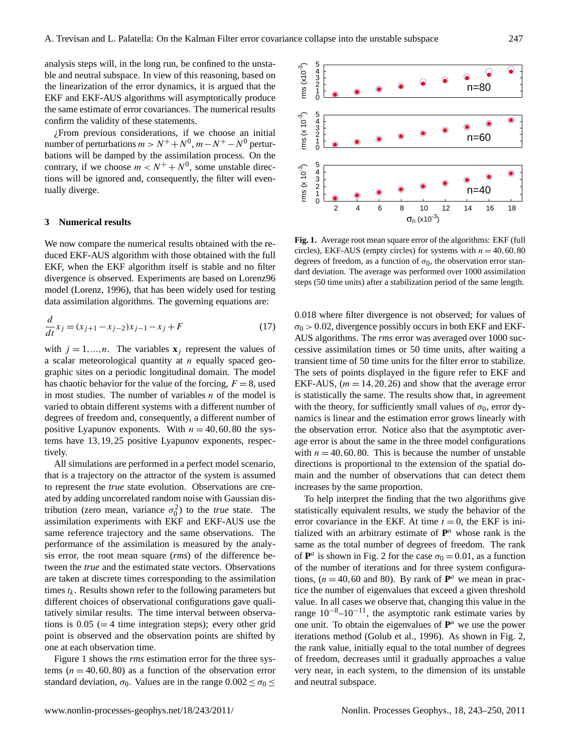analysis steps will, in the long run, be confined to the unstable and neutral subspace. In view of this reasoning, based on the linearization of the error dynamics, it is argued that the EKF and EKF-AUS algorithms will asymptotically produce the same estimate of error covariances. The numerical results confirm the validity of these statements.

¿From previous considerations, if we choose an initial number of perturbations $m > N^+ + N^0$, $m - N^+ - N^0$ perturbations will be damped by the assimilation process. On the contrary, if we choose $m < N^+ + N^0$, some unstable directions will be ignored and, consequently, the filter will eventually diverge.

## 3 Numerical results

We now compare the numerical results obtained with the reduced EKF-AUS algorithm with those obtained with the full EKF, when the EKF algorithm itself is stable and no filter divergence is observed. Experiments are based on Lorenz96 model (Lorenz, 1996), that has been widely used for testing data assimilation algorithms. The governing equations are:

$$\frac{d}{dt}x_j = (x_{j+1} - x_{j-2})x_{j-1} - x_j + F \tag{17}$$

with $j = 1, ..., n$. The variables $\mathbf{x}_j$ represent the values of a scalar meteorological quantity at $n$ equally spaced geographic sites on a periodic longitudinal domain. The model has chaotic behavior for the value of the forcing, $F = 8$, used in most studies. The number of variables $n$ of the model is varied to obtain different systems with a different number of degrees of freedom and, consequently, a different number of positive Lyapunov exponents. With $n = 40, 60, 80$ the systems have $13, 19, 25$ positive Lyapunov exponents, respectively.

All simulations are performed in a perfect model scenario, that is a trajectory on the attractor of the system is assumed to represent the *true* state evolution. Observations are created by adding uncorrelated random noise with Gaussian distribution (zero mean, variance $\sigma_0^2$) to the *true* state. The assimilation experiments with EKF and EKF-AUS use the same reference trajectory and the same observations. The performance of the assimilation is measured by the analysis error, the root mean square (*rms*) of the difference between the *true* and the estimated state vectors. Observations are taken at discrete times corresponding to the assimilation times $t_k$. Results shown refer to the following parameters but different choices of observational configurations gave qualitatively similar results. The time interval between observations is 0.05 (= 4 time integration steps); every other grid point is observed and the observation points are shifted by one at each observation time.

Figure 1 shows the *rms* estimation error for the three systems ($n = 40, 60, 80$) as a function of the observation error standard deviation, $\sigma_0$. Values are in the range $0.002 \le \sigma_0 \le 0.018$ where filter divergence is not observed; for values of $\sigma_0 > 0.02$, divergence possibly occurs in both EKF and EKF-AUS algorithms. The *rms* error was averaged over 1000 successive assimilation times or 50 time units, after waiting a transient time of 50 time units for the filter error to stabilize. The sets of points displayed in the figure refer to EKF and EKF-AUS, ($m = 14, 20, 26$) and show that the average error is statistically the same. The results show that, in agreement with the theory, for sufficiently small values of $\sigma_0$, error dynamics is linear and the estimation error grows linearly with the observation error. Notice also that the asymptotic average error is about the same in the three model configurations with $n = 40, 60, 80$. This is because the number of unstable directions is proportional to the extension of the spatial domain and the number of observations that can detect them increases by the same proportion.

**Fig. 1.** Average root mean square error of the algorithms: EKF (full circles), EKF-AUS (empty circles) for systems with $n = 40, 60, 80$ degrees of freedom, as a function of $\sigma_0$, the observation error standard deviation. The average was performed over 1000 assimilation steps (50 time units) after a stabilization period of the same length.

To help interpret the finding that the two algorithms give statistically equivalent results, we study the behavior of the error covariance in the EKF. At time $t = 0$, the EKF is initialized with an arbitrary estimate of $\mathbf{P}^a$ whose rank is the same as the total number of degrees of freedom. The rank of $\mathbf{P}^a$ is shown in Fig. 2 for the case $\sigma_0 = 0.01$, as a function of the number of iterations and for three system configurations, ($n = 40, 60$ and 80). By rank of $\mathbf{P}^a$ we mean in practice the number of eigenvalues that exceed a given threshold value. In all cases we observe that, changing this value in the range $10^{-8}$–$10^{-11}$, the asymptotic rank estimate varies by one unit. To obtain the eigenvalues of $\mathbf{P}^a$ we use the power iterations method (Golub et al., 1996). As shown in Fig. 2, the rank value, initially equal to the total number of degrees of freedom, decreases until it gradually approaches a value very near, in each system, to the dimension of its unstable and neutral subspace.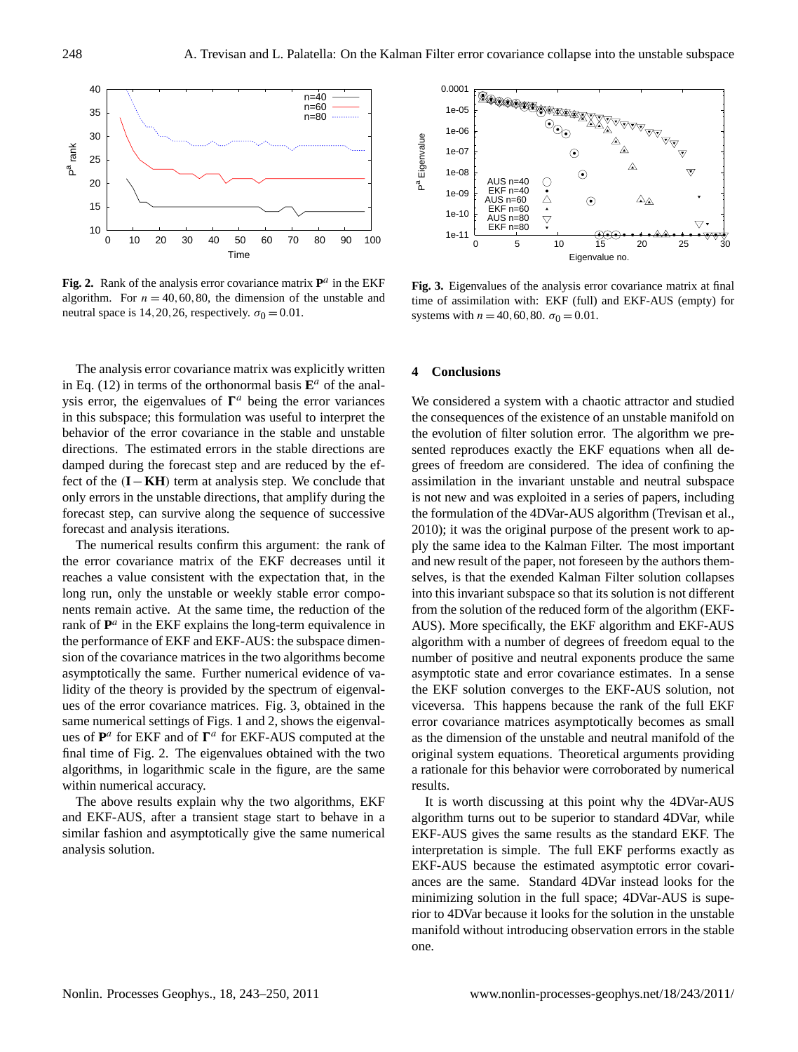**Fig. 2.** Rank of the analysis error covariance matrix $\mathbf{P}^a$ in the EKF algorithm. For $n = 40, 60, 80$, the dimension of the unstable and neutral space is $14, 20, 26$, respectively. $\sigma_0 = 0.01$.

**Fig. 3.** Eigenvalues of the analysis error covariance matrix at final time of assimilation with: EKF (full) and EKF-AUS (empty) for systems with $n = 40, 60, 80$. $\sigma_0 = 0.01$.

The analysis error covariance matrix was explicitly written in Eq. (12) in terms of the orthonormal basis $\mathbf{E}^a$ of the analysis error, the eigenvalues of $\mathbf{\Gamma}^a$ being the error variances in this subspace; this formulation was useful to interpret the behavior of the error covariance in the stable and unstable directions. The estimated errors in the stable directions are damped during the forecast step and are reduced by the effect of the $(\mathbf{I} - \mathbf{KH})$ term at analysis step. We conclude that only errors in the unstable directions, that amplify during the forecast step, can survive along the sequence of successive forecast and analysis iterations.

The numerical results confirm this argument: the rank of the error covariance matrix of the EKF decreases until it reaches a value consistent with the expectation that, in the long run, only unstable or weekly stable error components remain active. At the same time, the reduction of the rank of $\mathbf{P}^a$ in the EKF explains the long-term equivalence in the performance of EKF and EKF-AUS: the subspace dimension of the covariance matrices in the two algorithms become asymptotically the same. Further numerical evidence of validity of the theory is provided by the spectrum of eigenvalues of the error covariance matrices. Fig. 3, obtained in the same numerical settings of Figs. 1 and 2, shows the eigenvalues of $\mathbf{P}^a$ for EKF and of $\mathbf{\Gamma}^a$ for EKF-AUS computed at the final time of Fig. 2. The eigenvalues obtained with the two algorithms, in logarithmic scale in the figure, are the same within numerical accuracy.

The above results explain why the two algorithms, EKF and EKF-AUS, after a transient stage start to behave in a similar fashion and asymptotically give the same numerical analysis solution.

## 4 Conclusions

We considered a system with a chaotic attractor and studied the consequences of the existence of an unstable manifold on the evolution of filter solution error. The algorithm we presented reproduces exactly the EKF equations when all degrees of freedom are considered. The idea of confining the assimilation in the invariant unstable and neutral subspace is not new and was exploited in a series of papers, including the formulation of the 4DVar-AUS algorithm (Trevisan et al., 2010); it was the original purpose of the present work to apply the same idea to the Kalman Filter. The most important and new result of the paper, not foreseen by the authors themselves, is that the exended Kalman Filter solution collapses into the invariant subspace so that its solution is not different from the solution of the reduced form of the algorithm (EKF-AUS). More specifically, the EKF algorithm and EKF-AUS algorithm with a number of degrees of freedom equal to the number of positive and neutral exponents produce the same asymptotic state and error covariance estimates. In a sense the EKF solution converges to the EKF-AUS solution, not viceversa. This happens because the rank of the full EKF error covariance matrices asymptotically becomes as small as the dimension of the unstable and neutral manifold of the original system equations. Theoretical arguments providing a rationale for this behavior were corroborated by numerical results.

It is worth discussing at this point why the 4DVar-AUS algorithm turns out to be superior to standard 4DVar, while EKF-AUS gives the same results as the standard EKF. The interpretation is simple. The full EKF performs exactly as EKF-AUS because the estimated asymptotic error covariances are the same. Standard 4DVar instead looks for the minimizing solution in the full space; 4DVar-AUS is superior to 4DVar because it looks for the solution in the unstable manifold without introducing observation errors in the stable one.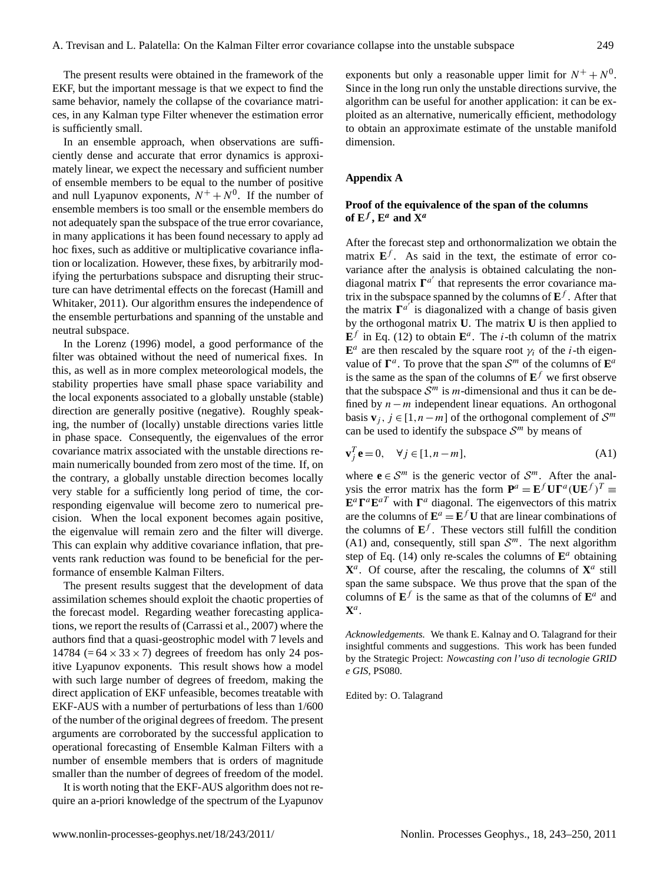The present results were obtained in the framework of the EKF, but the important message is that we expect to find the same behavior, namely the collapse of the covariance matrices, in any Kalman type Filter whenever the estimation error is sufficiently small.

In an ensemble approach, when observations are sufficiently dense and accurate that error dynamics is approximately linear, we expect the necessary and sufficient number of ensemble members to be equal to the number of positive and null Lyapunov exponents, $N^+ + N^0$. If the number of ensemble members is too small or the ensemble members do not adequately span the subspace of the true error covariance, in many applications it has been found necessary to apply ad hoc fixes, such as additive or multiplicative covariance inflation or localization. However, these fixes, by arbitrarily modifying the perturbations subspace and disrupting their structure can have detrimental effects on the forecast (Hamill and Whitaker, 2011). Our algorithm ensures the independence of the ensemble perturbations and spanning of the unstable and neutral subspace.

In the Lorenz (1996) model, a good performance of the filter was obtained without the need of numerical fixes. In this, as well as in more complex meteorological models, the stability properties have small phase space variability and the local exponents associated to a globally unstable (stable) direction are generally positive (negative). Roughly speaking, the number of (locally) unstable directions varies little in phase space. Consequently, the eigenvalues of the error covariance matrix associated with the unstable directions remain numerically bounded from zero most of the time. If, on the contrary, a globally unstable direction becomes locally very stable for a sufficiently long period of time, the corresponding eigenvalue will become zero to numerical precision. When the local exponent becomes again positive, the eigenvalue will remain zero and the filter will diverge. This can explain why additive covariance inflation, that prevents rank reduction was found to be beneficial for the performance of ensemble Kalman Filters.

The present results suggest that the development of data assimilation schemes should exploit the chaotic properties of the forecast model. Regarding weather forecasting applications, we report the results of (Carrassi et al., 2007) where the authors find that a quasi-geostrophic model with 7 levels and 14784 ($=64 \times 33 \times 7$) degrees of freedom has only 24 positive Lyapunov exponents. This result shows how a model with such large number of degrees of freedom, making the direct application of EKF unfeasible, becomes treatable with EKF-AUS with a number of perturbations of less than 1/600 of the number of the original degrees of freedom. The present arguments are corroborated by the successful application to operational forecasting of Ensemble Kalman Filters with a number of ensemble members that is orders of magnitude smaller than the number of degrees of freedom of the model.

It is worth noting that the EKF-AUS algorithm does not require an a-priori knowledge of the spectrum of the Lyapunov exponents but only a reasonable upper limit for $N^+ + N^0$. Since in the long run only the unstable directions survive, the algorithm can be useful for another application: it can be exploited as an alternative, numerically efficient, methodology to obtain an approximate estimate of the unstable manifold dimension.

## Appendix A

### Proof of the equivalence of the span of the columns of $\mathbf{E}^f$, $\mathbf{E}^a$ and $\mathbf{X}^a$

After the forecast step and orthonormalization we obtain the matrix $\mathbf{E}^f$. As said in the text, the estimate of error covariance after the analysis is obtained calculating the non-diagonal matrix $\mathbf{\Gamma}^{a'}$ that represents the error covariance matrix in the subspace spanned by the columns of $\mathbf{E}^f$. After that the matrix $\mathbf{\Gamma}^{a'}$ is diagonalized with a change of basis given by the orthogonal matrix $\mathbf{U}$. The matrix $\mathbf{U}$ is then applied to $\mathbf{E}^f$ in Eq. (12) to obtain $\mathbf{E}^a$. The $i$-th column of the matrix $\mathbf{E}^a$ are then rescaled by the square root $\gamma_i$ of the $i$-th eigenvalue of $\mathbf{\Gamma}^a$. To prove that the span $\mathcal{S}^m$ of the columns of $\mathbf{E}^a$ is the same as the span of the columns of $\mathbf{E}^f$ we first observe that the subspace $\mathcal{S}^m$ is $m$-dimensional and thus it can be defined by $n-m$ independent linear equations. An orthogonal basis $\mathbf{v}_j$, $j \in [1, n-m]$ of the orthogonal complement of $\mathcal{S}^m$ can be used to identify the subspace $\mathcal{S}^m$ by means of

$$\mathbf{v}_j^T \mathbf{e} = 0, \quad \forall j \in [1, n-m], \tag{A1}$$

where $\mathbf{e} \in \mathcal{S}^m$ is the generic vector of $\mathcal{S}^m$. After the analysis the error matrix has the form $\mathbf{P}^a = \mathbf{E}^f \mathbf{U} \mathbf{\Gamma}^a (\mathbf{U}\mathbf{E}^f)^T \equiv \mathbf{E}^a \mathbf{\Gamma}^a \mathbf{E}^{aT}$ with $\mathbf{\Gamma}^a$ diagonal. The eigenvectors of this matrix are the columns of $\mathbf{E}^a = \mathbf{E}^f \mathbf{U}$ that are linear combinations of the columns of $\mathbf{E}^f$. These vectors still fulfill the condition (A1) and, consequently, still span $\mathcal{S}^m$. The next algorithm step of Eq. (14) only re-scales the columns of $\mathbf{E}^a$ obtaining $\mathbf{X}^a$. Of course, after the rescaling, the columns of $\mathbf{X}^a$ still span the same subspace. We thus prove that the span of the columns of $\mathbf{E}^f$ is the same as that of the columns of $\mathbf{E}^a$ and $\mathbf{X}^a$.

*Acknowledgements.* We thank E. Kalnay and O. Talagrand for their insightful comments and suggestions. This work has been funded by the Strategic Project: *Nowcasting con l'uso di tecnologie GRID e GIS*, PS080.

Edited by: O. Talagrand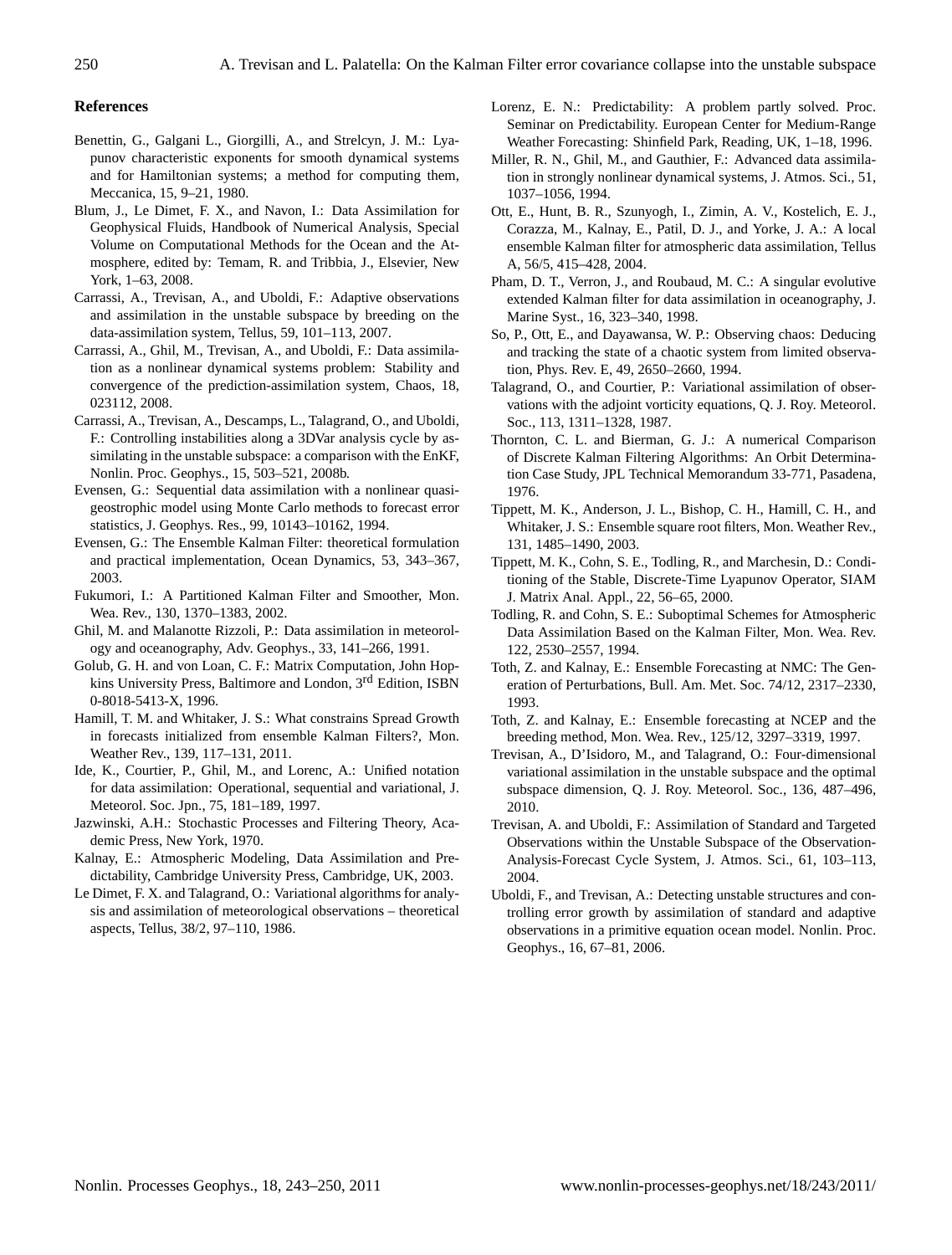## References

Benettin, G., Galgani L., Giorgilli, A., and Strelcyn, J. M.: Lyapunov characteristic exponents for smooth dynamical systems and for Hamiltonian systems; a method for computing them, Meccanica, 15, 9–21, 1980.

Blum, J., Le Dimet, F. X., and Navon, I.: Data Assimilation for Geophysical Fluids, Handbook of Numerical Analysis, Special Volume on Computational Methods for the Ocean and the Atmosphere, edited by: Temam, R. and Tribbia, J., Elsevier, New York, 1–63, 2008.

Carrassi, A., Trevisan, A., and Uboldi, F.: Adaptive observations and assimilation in the unstable subspace by breeding on the data-assimilation system, Tellus, 59, 101–113, 2007.

Carrassi, A., Ghil, M., Trevisan, A., and Uboldi, F.: Data assimilation as a nonlinear dynamical systems problem: Stability and convergence of the prediction-assimilation system, Chaos, 18, 023112, 2008.

Carrassi, A., Trevisan, A., Descamps, L., Talagrand, O., and Uboldi, F.: Controlling instabilities along a 3DVar analysis cycle by assimilating in the unstable subspace: a comparison with the EnKF, Nonlin. Proc. Geophys., 15, 503–521, 2008b.

Evensen, G.: Sequential data assimilation with a nonlinear quasi-geostrophic model using Monte Carlo methods to forecast error statistics, J. Geophys. Res., 99, 10143–10162, 1994.

Evensen, G.: The Ensemble Kalman Filter: theoretical formulation and practical implementation, Ocean Dynamics, 53, 343–367, 2003.

Fukumori, I.: A Partitioned Kalman Filter and Smoother, Mon. Wea. Rev., 130, 1370–1383, 2002.

Ghil, M. and Malanotte Rizzoli, P.: Data assimilation in meteorology and oceanography, Adv. Geophys., 33, 141–266, 1991.

Golub, G. H. and von Loan, C. F.: Matrix Computation, John Hopkins University Press, Baltimore and London, 3rd Edition, ISBN 0-8018-5413-X, 1996.

Hamill, T. M. and Whitaker, J. S.: What constrains Spread Growth in forecasts initialized from ensemble Kalman Filters?, Mon. Weather Rev., 139, 117–131, 2011.

Ide, K., Courtier, P., Ghil, M., and Lorenc, A.: Unified notation for data assimilation: Operational, sequential and variational, J. Meteorol. Soc. Jpn., 75, 181–189, 1997.

Jazwinski, A.H.: Stochastic Processes and Filtering Theory, Academic Press, New York, 1970.

Kalnay, E.: Atmospheric Modeling, Data Assimilation and Predictability, Cambridge University Press, Cambridge, UK, 2003.

Le Dimet, F. X. and Talagrand, O.: Variational algorithms for analysis and assimilation of meteorological observations – theoretical aspects, Tellus, 38/2, 97–110, 1986.

Lorenz, E. N.: Predictability: A problem partly solved. Proc. Seminar on Predictability. European Center for Medium-Range Weather Forecasting: Shinfield Park, Reading, UK, 1–18, 1996.

Miller, R. N., Ghil, M., and Gauthier, F.: Advanced data assimilation in strongly nonlinear dynamical systems, J. Atmos. Sci., 51, 1037–1056, 1994.

Ott, E., Hunt, B. R., Szunyogh, I., Zimin, A. V., Kostelich, E. J., Corazza, M., Kalnay, E., Patil, D. J., and Yorke, J. A.: A local ensemble Kalman filter for atmospheric data assimilation, Tellus A, 56/5, 415–428, 2004.

Pham, D. T., Verron, J., and Roubaud, M. C.: A singular evolutive extended Kalman filter for data assimilation in oceanography, J. Marine Syst., 16, 323–340, 1998.

So, P., Ott, E., and Dayawansa, W. P.: Observing chaos: Deducing and tracking the state of a chaotic system from limited observation, Phys. Rev. E, 49, 2650–2660, 1994.

Talagrand, O., and Courtier, P.: Variational assimilation of observations with the adjoint vorticity equations, Q. J. Roy. Meteorol. Soc., 113, 1311–1328, 1987.

Thornton, C. L. and Bierman, G. J.: A numerical Comparison of Discrete Kalman Filtering Algorithms: An Orbit Determination Case Study, JPL Technical Memorandum 33-771, Pasadena, 1976.

Tippett, M. K., Anderson, J. L., Bishop, C. H., Hamill, C. H., and Whitaker, J. S.: Ensemble square root filters, Mon. Weather Rev., 131, 1485–1490, 2003.

Tippett, M. K., Cohn, S. E., Todling, R., and Marchesin, D.: Conditioning of the Stable, Discrete-Time Lyapunov Operator, SIAM J. Matrix Anal. Appl., 22, 56–65, 2000.

Todling, R. and Cohn, S. E.: Suboptimal Schemes for Atmospheric Data Assimilation Based on the Kalman Filter, Mon. Wea. Rev. 122, 2530–2557, 1994.

Toth, Z. and Kalnay, E.: Ensemble Forecasting at NMC: The Generation of Perturbations, Bull. Am. Met. Soc. 74/12, 2317–2330, 1993.

Toth, Z. and Kalnay, E.: Ensemble forecasting at NCEP and the breeding method, Mon. Wea. Rev., 125/12, 3297–3319, 1997.

Trevisan, A., D'Isidoro, M., and Talagrand, O.: Four-dimensional variational assimilation in the unstable subspace and the optimal subspace dimension, Q. J. Roy. Meteorol. Soc., 136, 487–496, 2010.

Trevisan, A. and Uboldi, F.: Assimilation of Standard and Targeted Observations within the Unstable Subspace of the Observation-Analysis-Forecast Cycle System, J. Atmos. Sci., 61, 103–113, 2004.

Uboldi, F., and Trevisan, A.: Detecting unstable structures and controlling error growth by assimilation of standard and adaptive observations in a primitive equation ocean model. Nonlin. Proc. Geophys., 16, 67–81, 2006.